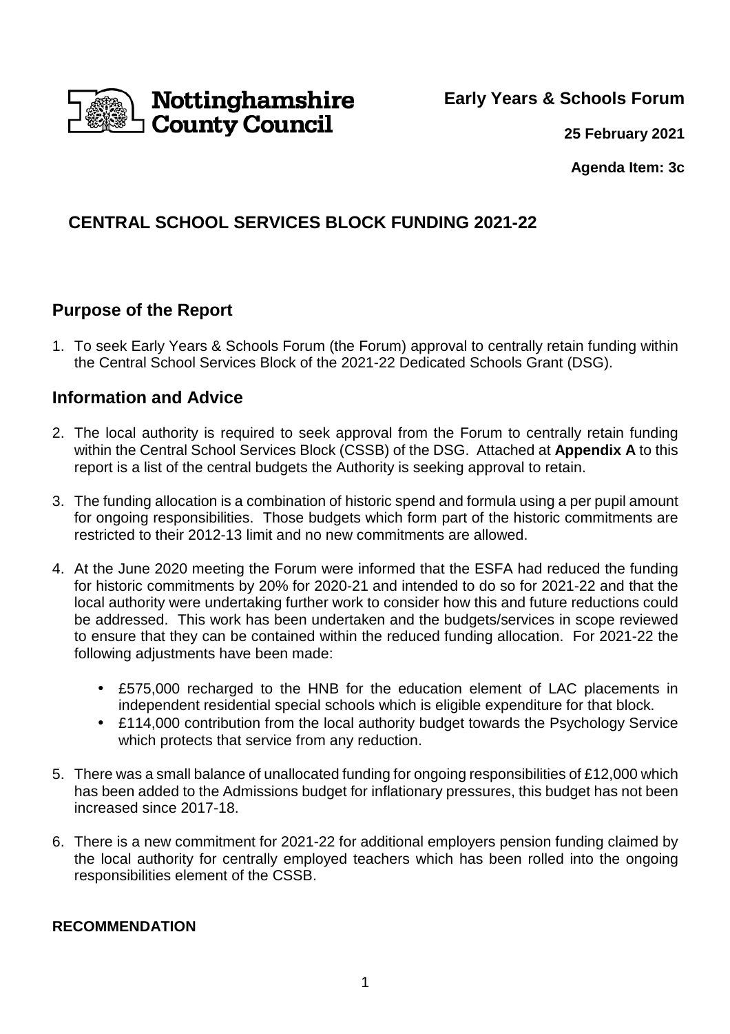Nottinghamshire County Council

**Early Years & Schools Forum**

**25 February 2021**

**Agenda Item: 3c**

# CENTRAL SCHOOL SERVICES BLOCK FUNDING 2021-22

## Purpose of the Report

1. To seek Early Years & Schools Forum (the Forum) approval to centrally retain funding within the Central School Services Block of the 2021-22 Dedicated Schools Grant (DSG).

## Information and Advice

2. The local authority is required to seek approval from the Forum to centrally retain funding within the Central School Services Block (CSSB) of the DSG. Attached at **Appendix A** to this report is a list of the central budgets the Authority is seeking approval to retain.

3. The funding allocation is a combination of historic spend and formula using a per pupil amount for ongoing responsibilities. Those budgets which form part of the historic commitments are restricted to their 2012-13 limit and no new commitments are allowed.

4. At the June 2020 meeting the Forum were informed that the ESFA had reduced the funding for historic commitments by 20% for 2020-21 and intended to do so for 2021-22 and that the local authority were undertaking further work to consider how this and future reductions could be addressed. This work has been undertaken and the budgets/services in scope reviewed to ensure that they can be contained within the reduced funding allocation. For 2021-22 the following adjustments have been made:

   - £575,000 recharged to the HNB for the education element of LAC placements in independent residential special schools which is eligible expenditure for that block.
   - £114,000 contribution from the local authority budget towards the Psychology Service which protects that service from any reduction.

5. There was a small balance of unallocated funding for ongoing responsibilities of £12,000 which has been added to the Admissions budget for inflationary pressures, this budget has not been increased since 2017-18.

6. There is a new commitment for 2021-22 for additional employers pension funding claimed by the local authority for centrally employed teachers which has been rolled into the ongoing responsibilities element of the CSSB.

**RECOMMENDATION**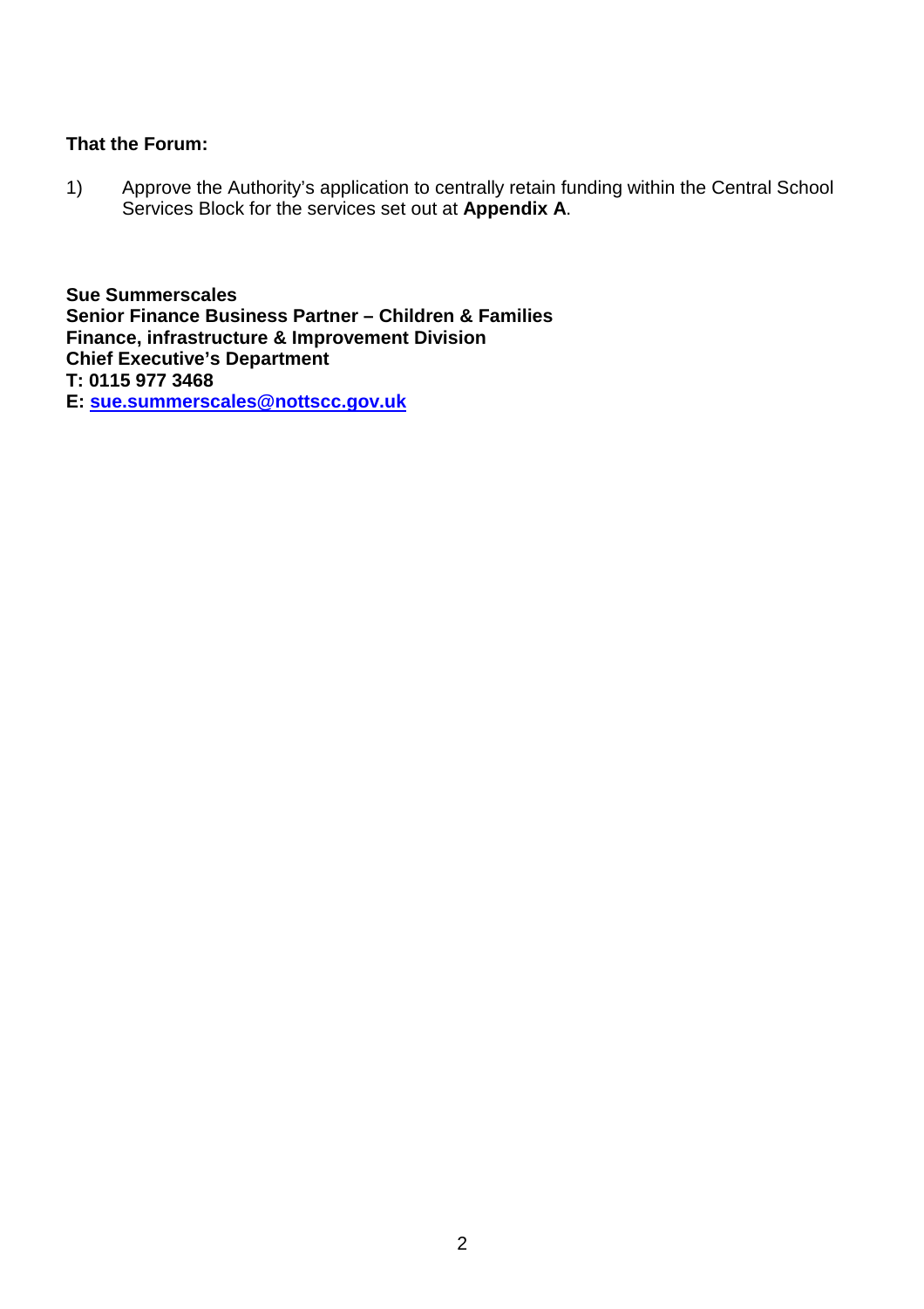**That the Forum:**

1) Approve the Authority's application to centrally retain funding within the Central School Services Block for the services set out at **Appendix A**.

**Sue Summerscales**
**Senior Finance Business Partner – Children & Families**
**Finance, infrastructure & Improvement Division**
**Chief Executive's Department**
**T: 0115 977 3468**
**E: sue.summerscales@nottscc.gov.uk**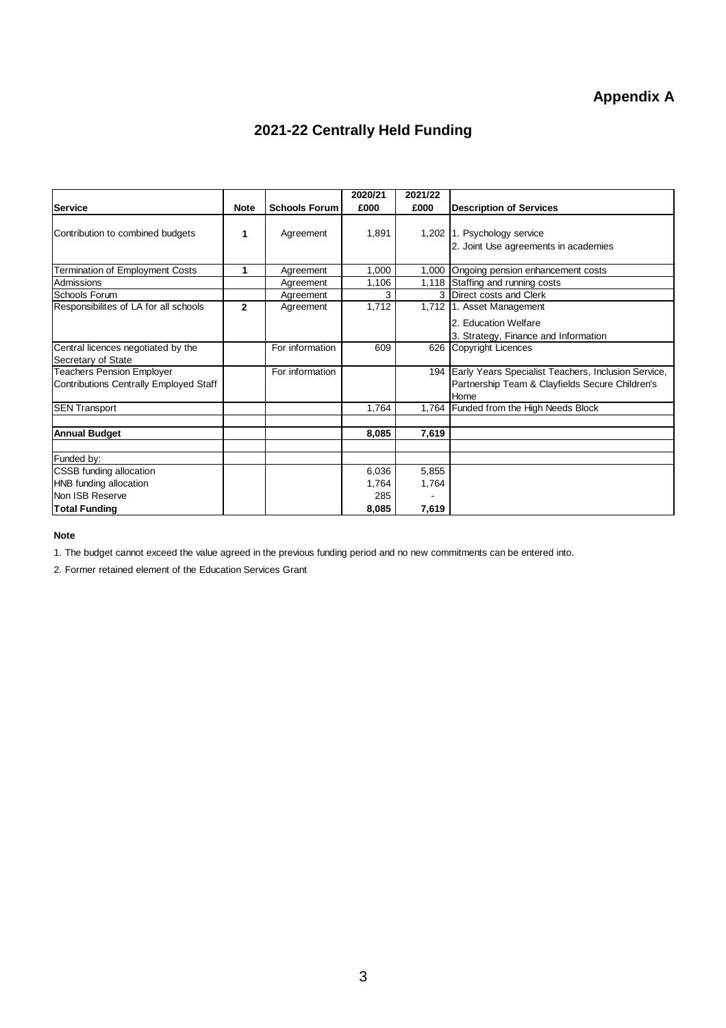**Appendix A**

# 2021-22 Centrally Held Funding

| Service | Note | Schools Forum | 2020/21 £000 | 2021/22 £000 | Description of Services |
|---|---|---|---|---|---|
| Contribution to combined budgets | 1 | Agreement | 1,891 | 1,202 | 1. Psychology service<br>2. Joint Use agreements in academies |
| Termination of Employment Costs | 1 | Agreement | 1,000 | 1,000 | Ongoing pension enhancement costs |
| Admissions | | Agreement | 1,106 | 1,118 | Staffing and running costs |
| Schools Forum | | Agreement | 3 | 3 | Direct costs and Clerk |
| Responsibilites of LA for all schools | 2 | Agreement | 1,712 | 1,712 | 1. Asset Management<br>2. Education Welfare<br>3. Strategy, Finance and Information |
| Central licences negotiated by the Secretary of State | | For information | 609 | 626 | Copyright Licences |
| Teachers Pension Employer Contributions Centrally Employed Staff | | For information | | 194 | Early Years Specialist Teachers, Inclusion Service, Partnership Team & Clayfields Secure Children's Home |
| SEN Transport | | | 1,764 | 1,764 | Funded from the High Needs Block |
| | | | | | |
| **Annual Budget** | | | **8,085** | **7,619** | |
| | | | | | |
| Funded by: | | | | | |
| CSSB funding allocation | | | 6,036 | 5,855 | |
| HNB funding allocation | | | 1,764 | 1,764 | |
| Non ISB Reserve | | | 285 | - | |
| **Total Funding** | | | **8,085** | **7,619** | |

**Note**

1. The budget cannot exceed the value agreed in the previous funding period and no new commitments can be entered into.

2. Former retained element of the Education Services Grant